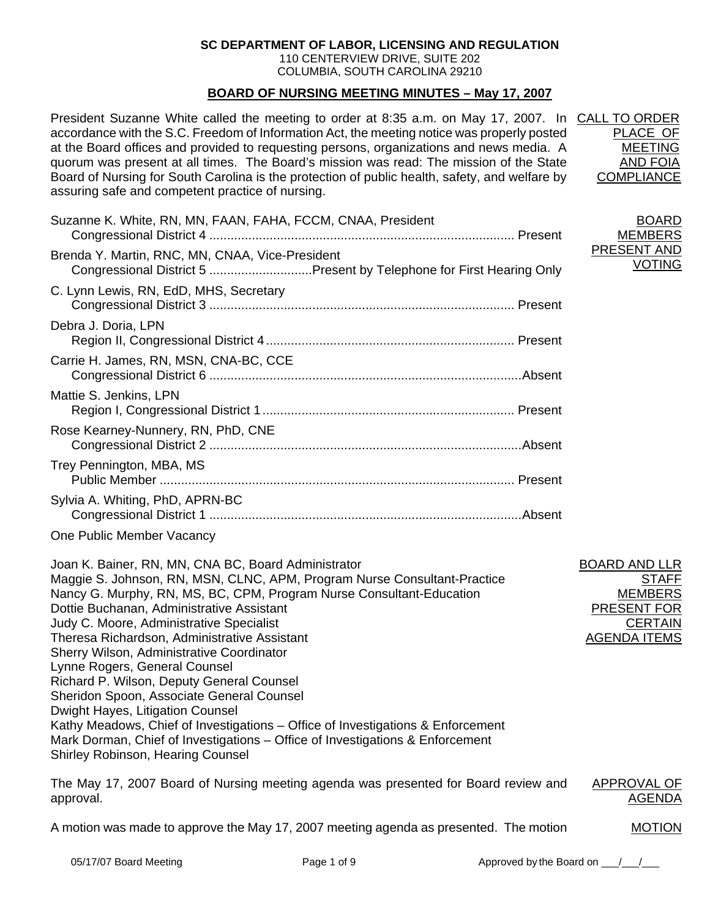**SC DEPARTMENT OF LABOR, LICENSING AND REGULATION**
110 CENTERVIEW DRIVE, SUITE 202
COLUMBIA, SOUTH CAROLINA 29210

## BOARD OF NURSING MEETING MINUTES – May 17, 2007

**CALL TO ORDER PLACE OF MEETING AND FOIA COMPLIANCE**

President Suzanne White called the meeting to order at 8:35 a.m. on May 17, 2007. In accordance with the S.C. Freedom of Information Act, the meeting notice was properly posted at the Board offices and provided to requesting persons, organizations and news media. A quorum was present at all times. The Board's mission was read: The mission of the State Board of Nursing for South Carolina is the protection of public health, safety, and welfare by assuring safe and competent practice of nursing.

**BOARD MEMBERS PRESENT AND VOTING**

Suzanne K. White, RN, MN, FAAN, FAHA, FCCM, CNAA, President
Congressional District 4 .......... Present

Brenda Y. Martin, RNC, MN, CNAA, Vice-President
Congressional District 5 .......... Present by Telephone for First Hearing Only

C. Lynn Lewis, RN, EdD, MHS, Secretary
Congressional District 3 .......... Present

Debra J. Doria, LPN
Region II, Congressional District 4 .......... Present

Carrie H. James, RN, MSN, CNA-BC, CCE
Congressional District 6 .......... Absent

Mattie S. Jenkins, LPN
Region I, Congressional District 1 .......... Present

Rose Kearney-Nunnery, RN, PhD, CNE
Congressional District 2 .......... Absent

Trey Pennington, MBA, MS
Public Member .......... Present

Sylvia A. Whiting, PhD, APRN-BC
Congressional District 1 .......... Absent

One Public Member Vacancy

**BOARD AND LLR STAFF MEMBERS PRESENT FOR CERTAIN AGENDA ITEMS**

Joan K. Bainer, RN, MN, CNA BC, Board Administrator
Maggie S. Johnson, RN, MSN, CLNC, APM, Program Nurse Consultant-Practice
Nancy G. Murphy, RN, MS, BC, CPM, Program Nurse Consultant-Education
Dottie Buchanan, Administrative Assistant
Judy C. Moore, Administrative Specialist
Theresa Richardson, Administrative Assistant
Sherry Wilson, Administrative Coordinator
Lynne Rogers, General Counsel
Richard P. Wilson, Deputy General Counsel
Sheridon Spoon, Associate General Counsel
Dwight Hayes, Litigation Counsel
Kathy Meadows, Chief of Investigations – Office of Investigations & Enforcement
Mark Dorman, Chief of Investigations – Office of Investigations & Enforcement
Shirley Robinson, Hearing Counsel

**APPROVAL OF AGENDA**

The May 17, 2007 Board of Nursing meeting agenda was presented for Board review and approval.

**MOTION**

A motion was made to approve the May 17, 2007 meeting agenda as presented. The motion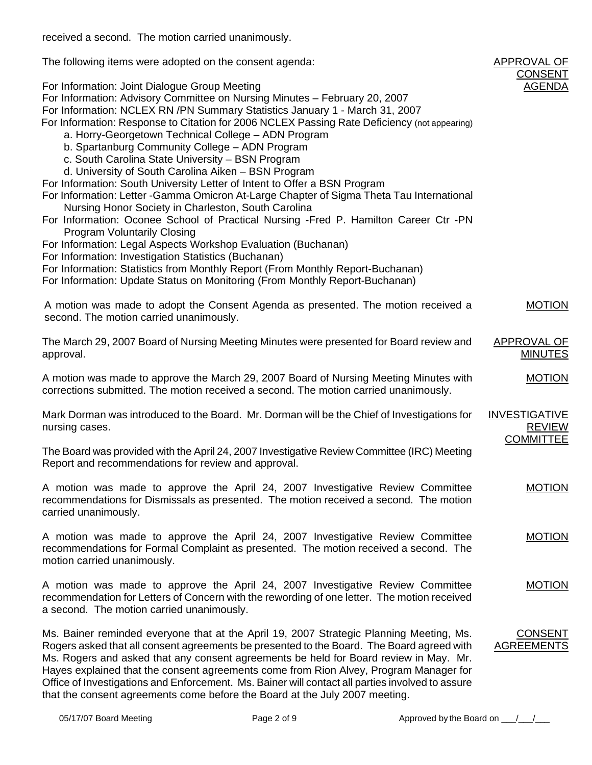received a second. The motion carried unanimously.

**APPROVAL OF CONSENT AGENDA**

The following items were adopted on the consent agenda:

For Information: Joint Dialogue Group Meeting
For Information: Advisory Committee on Nursing Minutes – February 20, 2007
For Information: NCLEX RN /PN Summary Statistics January 1 - March 31, 2007
For Information: Response to Citation for 2006 NCLEX Passing Rate Deficiency (not appearing)

- a. Horry-Georgetown Technical College – ADN Program
- b. Spartanburg Community College – ADN Program
- c. South Carolina State University – BSN Program
- d. University of South Carolina Aiken – BSN Program

For Information: South University Letter of Intent to Offer a BSN Program
For Information: Letter -Gamma Omicron At-Large Chapter of Sigma Theta Tau International Nursing Honor Society in Charleston, South Carolina
For Information: Oconee School of Practical Nursing -Fred P. Hamilton Career Ctr -PN Program Voluntarily Closing
For Information: Legal Aspects Workshop Evaluation (Buchanan)
For Information: Investigation Statistics (Buchanan)
For Information: Statistics from Monthly Report (From Monthly Report-Buchanan)
For Information: Update Status on Monitoring (From Monthly Report-Buchanan)

**MOTION**

A motion was made to adopt the Consent Agenda as presented. The motion received a second. The motion carried unanimously.

**APPROVAL OF MINUTES**

The March 29, 2007 Board of Nursing Meeting Minutes were presented for Board review and approval.

**MOTION**

A motion was made to approve the March 29, 2007 Board of Nursing Meeting Minutes with corrections submitted. The motion received a second. The motion carried unanimously.

**INVESTIGATIVE REVIEW COMMITTEE**

Mark Dorman was introduced to the Board. Mr. Dorman will be the Chief of Investigations for nursing cases.

The Board was provided with the April 24, 2007 Investigative Review Committee (IRC) Meeting Report and recommendations for review and approval.

**MOTION**

A motion was made to approve the April 24, 2007 Investigative Review Committee recommendations for Dismissals as presented. The motion received a second. The motion carried unanimously.

**MOTION**

A motion was made to approve the April 24, 2007 Investigative Review Committee recommendations for Formal Complaint as presented. The motion received a second. The motion carried unanimously.

**MOTION**

A motion was made to approve the April 24, 2007 Investigative Review Committee recommendation for Letters of Concern with the rewording of one letter. The motion received a second. The motion carried unanimously.

**CONSENT AGREEMENTS**

Ms. Bainer reminded everyone that at the April 19, 2007 Strategic Planning Meeting, Ms. Rogers asked that all consent agreements be presented to the Board. The Board agreed with Ms. Rogers and asked that any consent agreements be held for Board review in May. Mr. Hayes explained that the consent agreements come from Rion Alvey, Program Manager for Office of Investigations and Enforcement. Ms. Bainer will contact all parties involved to assure that the consent agreements come before the Board at the July 2007 meeting.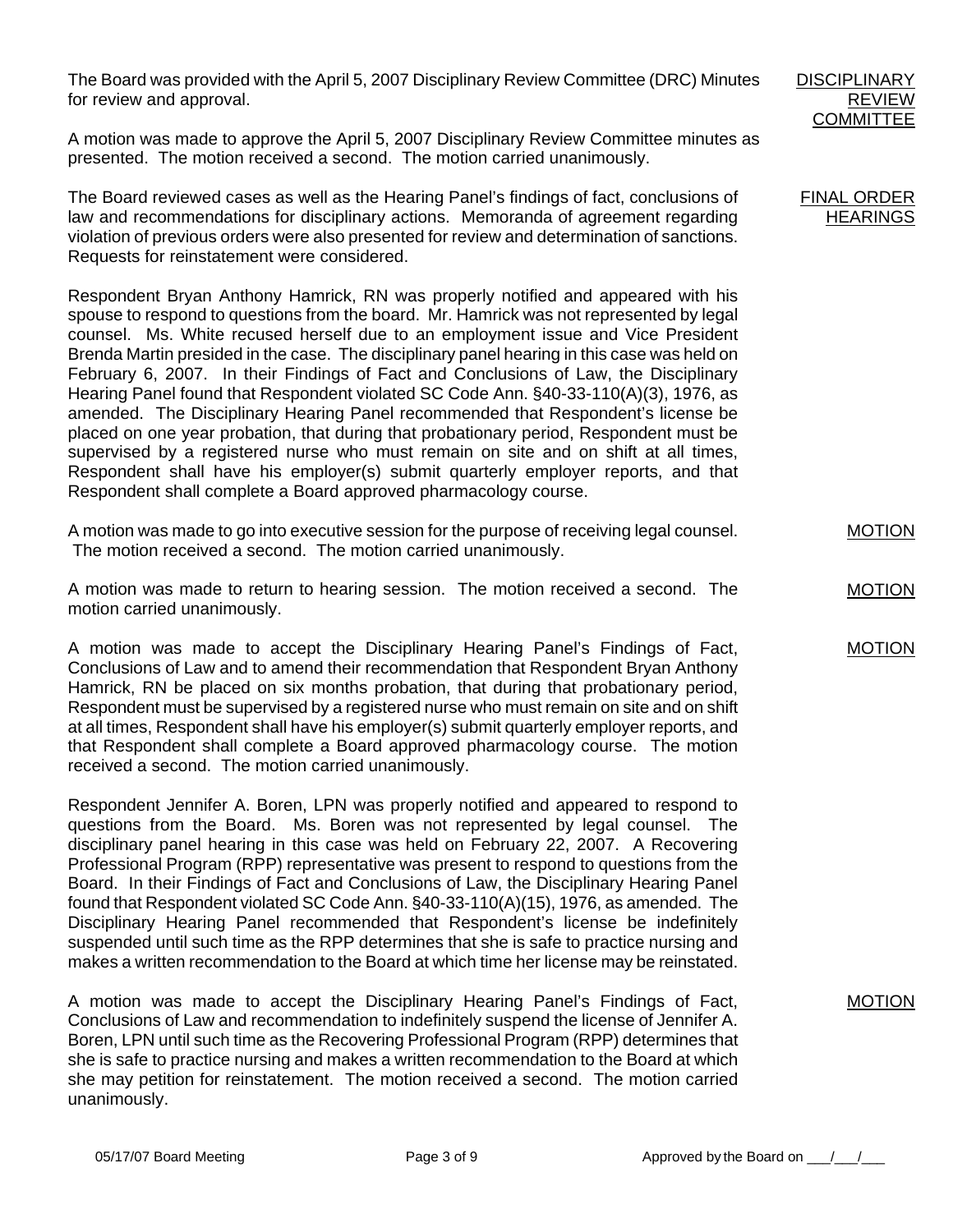**DISCIPLINARY REVIEW COMMITTEE**

The Board was provided with the April 5, 2007 Disciplinary Review Committee (DRC) Minutes for review and approval.

A motion was made to approve the April 5, 2007 Disciplinary Review Committee minutes as presented. The motion received a second. The motion carried unanimously.

**FINAL ORDER HEARINGS**

The Board reviewed cases as well as the Hearing Panel's findings of fact, conclusions of law and recommendations for disciplinary actions. Memoranda of agreement regarding violation of previous orders were also presented for review and determination of sanctions. Requests for reinstatement were considered.

Respondent Bryan Anthony Hamrick, RN was properly notified and appeared with his spouse to respond to questions from the board. Mr. Hamrick was not represented by legal counsel. Ms. White recused herself due to an employment issue and Vice President Brenda Martin presided in the case. The disciplinary panel hearing in this case was held on February 6, 2007. In their Findings of Fact and Conclusions of Law, the Disciplinary Hearing Panel found that Respondent violated SC Code Ann. §40-33-110(A)(3), 1976, as amended. The Disciplinary Hearing Panel recommended that Respondent's license be placed on one year probation, that during that probationary period, Respondent must be supervised by a registered nurse who must remain on site and on shift at all times, Respondent shall have his employer(s) submit quarterly employer reports, and that Respondent shall complete a Board approved pharmacology course.

**MOTION**

A motion was made to go into executive session for the purpose of receiving legal counsel. The motion received a second. The motion carried unanimously.

**MOTION**

A motion was made to return to hearing session. The motion received a second. The motion carried unanimously.

**MOTION**

A motion was made to accept the Disciplinary Hearing Panel's Findings of Fact, Conclusions of Law and to amend their recommendation that Respondent Bryan Anthony Hamrick, RN be placed on six months probation, that during that probationary period, Respondent must be supervised by a registered nurse who must remain on site and on shift at all times, Respondent shall have his employer(s) submit quarterly employer reports, and that Respondent shall complete a Board approved pharmacology course. The motion received a second. The motion carried unanimously.

Respondent Jennifer A. Boren, LPN was properly notified and appeared to respond to questions from the Board. Ms. Boren was not represented by legal counsel. The disciplinary panel hearing in this case was held on February 22, 2007. A Recovering Professional Program (RPP) representative was present to respond to questions from the Board. In their Findings of Fact and Conclusions of Law, the Disciplinary Hearing Panel found that Respondent violated SC Code Ann. §40-33-110(A)(15), 1976, as amended. The Disciplinary Hearing Panel recommended that Respondent's license be indefinitely suspended until such time as the RPP determines that she is safe to practice nursing and makes a written recommendation to the Board at which time her license may be reinstated.

**MOTION**

A motion was made to accept the Disciplinary Hearing Panel's Findings of Fact, Conclusions of Law and recommendation to indefinitely suspend the license of Jennifer A. Boren, LPN until such time as the Recovering Professional Program (RPP) determines that she is safe to practice nursing and makes a written recommendation to the Board at which she may petition for reinstatement. The motion received a second. The motion carried unanimously.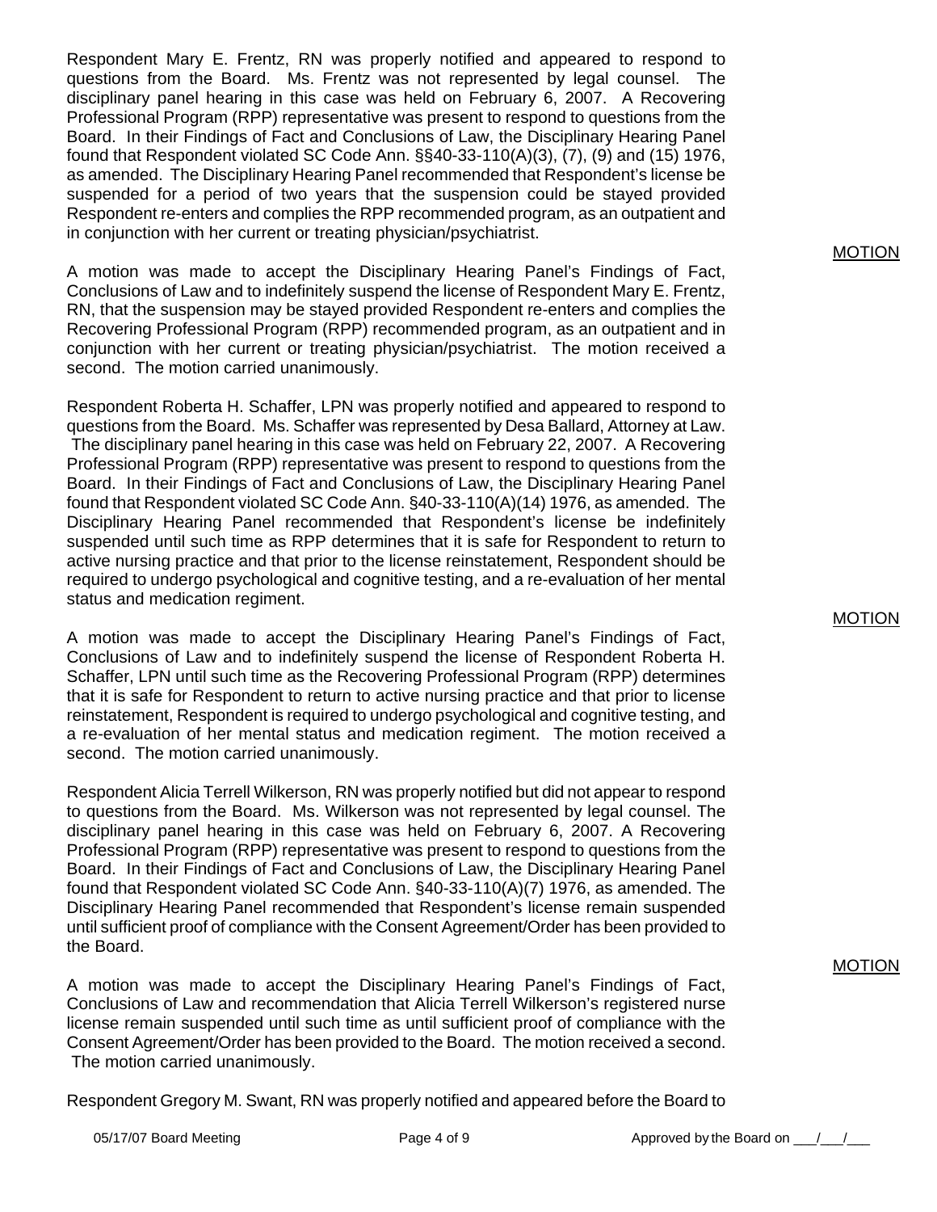Respondent Mary E. Frentz, RN was properly notified and appeared to respond to questions from the Board. Ms. Frentz was not represented by legal counsel. The disciplinary panel hearing in this case was held on February 6, 2007. A Recovering Professional Program (RPP) representative was present to respond to questions from the Board. In their Findings of Fact and Conclusions of Law, the Disciplinary Hearing Panel found that Respondent violated SC Code Ann. §§40-33-110(A)(3), (7), (9) and (15) 1976, as amended. The Disciplinary Hearing Panel recommended that Respondent's license be suspended for a period of two years that the suspension could be stayed provided Respondent re-enters and complies the RPP recommended program, as an outpatient and in conjunction with her current or treating physician/psychiatrist.

MOTION

A motion was made to accept the Disciplinary Hearing Panel's Findings of Fact, Conclusions of Law and to indefinitely suspend the license of Respondent Mary E. Frentz, RN, that the suspension may be stayed provided Respondent re-enters and complies the Recovering Professional Program (RPP) recommended program, as an outpatient and in conjunction with her current or treating physician/psychiatrist. The motion received a second. The motion carried unanimously.

Respondent Roberta H. Schaffer, LPN was properly notified and appeared to respond to questions from the Board. Ms. Schaffer was represented by Desa Ballard, Attorney at Law. The disciplinary panel hearing in this case was held on February 22, 2007. A Recovering Professional Program (RPP) representative was present to respond to questions from the Board. In their Findings of Fact and Conclusions of Law, the Disciplinary Hearing Panel found that Respondent violated SC Code Ann. §40-33-110(A)(14) 1976, as amended. The Disciplinary Hearing Panel recommended that Respondent's license be indefinitely suspended until such time as RPP determines that it is safe for Respondent to return to active nursing practice and that prior to the license reinstatement, Respondent should be required to undergo psychological and cognitive testing, and a re-evaluation of her mental status and medication regiment.

MOTION

A motion was made to accept the Disciplinary Hearing Panel's Findings of Fact, Conclusions of Law and to indefinitely suspend the license of Respondent Roberta H. Schaffer, LPN until such time as the Recovering Professional Program (RPP) determines that it is safe for Respondent to return to active nursing practice and that prior to license reinstatement, Respondent is required to undergo psychological and cognitive testing, and a re-evaluation of her mental status and medication regiment. The motion received a second. The motion carried unanimously.

Respondent Alicia Terrell Wilkerson, RN was properly notified but did not appear to respond to questions from the Board. Ms. Wilkerson was not represented by legal counsel. The disciplinary panel hearing in this case was held on February 6, 2007. A Recovering Professional Program (RPP) representative was present to respond to questions from the Board. In their Findings of Fact and Conclusions of Law, the Disciplinary Hearing Panel found that Respondent violated SC Code Ann. §40-33-110(A)(7) 1976, as amended. The Disciplinary Hearing Panel recommended that Respondent's license remain suspended until sufficient proof of compliance with the Consent Agreement/Order has been provided to the Board.

MOTION

A motion was made to accept the Disciplinary Hearing Panel's Findings of Fact, Conclusions of Law and recommendation that Alicia Terrell Wilkerson's registered nurse license remain suspended until such time as until sufficient proof of compliance with the Consent Agreement/Order has been provided to the Board. The motion received a second. The motion carried unanimously.

Respondent Gregory M. Swant, RN was properly notified and appeared before the Board to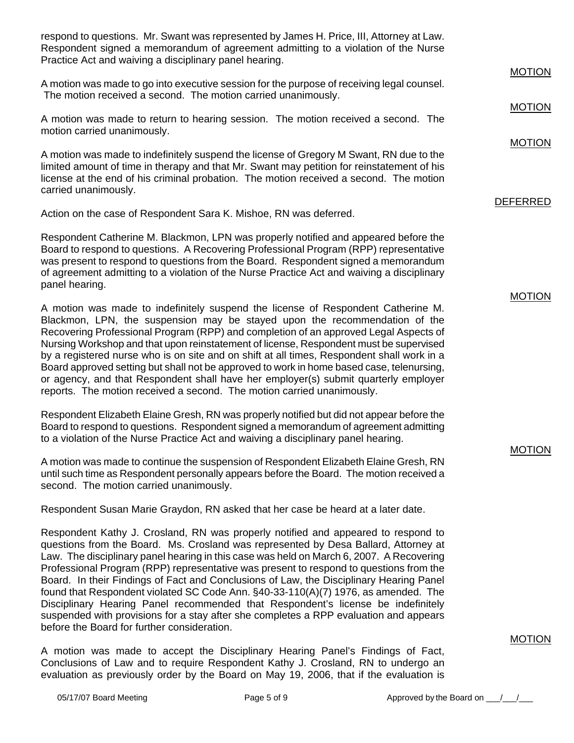respond to questions. Mr. Swant was represented by James H. Price, III, Attorney at Law. Respondent signed a memorandum of agreement admitting to a violation of the Nurse Practice Act and waiving a disciplinary panel hearing.

MOTION

A motion was made to go into executive session for the purpose of receiving legal counsel. The motion received a second. The motion carried unanimously.

MOTION

A motion was made to return to hearing session. The motion received a second. The motion carried unanimously.

MOTION

A motion was made to indefinitely suspend the license of Gregory M Swant, RN due to the limited amount of time in therapy and that Mr. Swant may petition for reinstatement of his license at the end of his criminal probation. The motion received a second. The motion carried unanimously.

DEFERRED

Action on the case of Respondent Sara K. Mishoe, RN was deferred.

Respondent Catherine M. Blackmon, LPN was properly notified and appeared before the Board to respond to questions. A Recovering Professional Program (RPP) representative was present to respond to questions from the Board. Respondent signed a memorandum of agreement admitting to a violation of the Nurse Practice Act and waiving a disciplinary panel hearing.

MOTION

A motion was made to indefinitely suspend the license of Respondent Catherine M. Blackmon, LPN, the suspension may be stayed upon the recommendation of the Recovering Professional Program (RPP) and completion of an approved Legal Aspects of Nursing Workshop and that upon reinstatement of license, Respondent must be supervised by a registered nurse who is on site and on shift at all times, Respondent shall work in a Board approved setting but shall not be approved to work in home based case, telenursing, or agency, and that Respondent shall have her employer(s) submit quarterly employer reports. The motion received a second. The motion carried unanimously.

Respondent Elizabeth Elaine Gresh, RN was properly notified but did not appear before the Board to respond to questions. Respondent signed a memorandum of agreement admitting to a violation of the Nurse Practice Act and waiving a disciplinary panel hearing.

MOTION

A motion was made to continue the suspension of Respondent Elizabeth Elaine Gresh, RN until such time as Respondent personally appears before the Board. The motion received a second. The motion carried unanimously.

Respondent Susan Marie Graydon, RN asked that her case be heard at a later date.

Respondent Kathy J. Crosland, RN was properly notified and appeared to respond to questions from the Board. Ms. Crosland was represented by Desa Ballard, Attorney at Law. The disciplinary panel hearing in this case was held on March 6, 2007. A Recovering Professional Program (RPP) representative was present to respond to questions from the Board. In their Findings of Fact and Conclusions of Law, the Disciplinary Hearing Panel found that Respondent violated SC Code Ann. §40-33-110(A)(7) 1976, as amended. The Disciplinary Hearing Panel recommended that Respondent's license be indefinitely suspended with provisions for a stay after she completes a RPP evaluation and appears before the Board for further consideration.

MOTION

A motion was made to accept the Disciplinary Hearing Panel's Findings of Fact, Conclusions of Law and to require Respondent Kathy J. Crosland, RN to undergo an evaluation as previously order by the Board on May 19, 2006, that if the evaluation is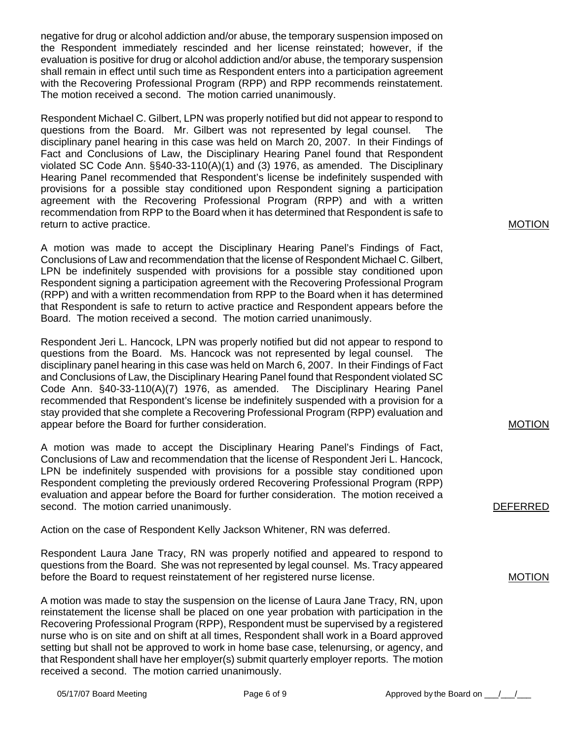negative for drug or alcohol addiction and/or abuse, the temporary suspension imposed on the Respondent immediately rescinded and her license reinstated; however, if the evaluation is positive for drug or alcohol addiction and/or abuse, the temporary suspension shall remain in effect until such time as Respondent enters into a participation agreement with the Recovering Professional Program (RPP) and RPP recommends reinstatement. The motion received a second. The motion carried unanimously.

Respondent Michael C. Gilbert, LPN was properly notified but did not appear to respond to questions from the Board. Mr. Gilbert was not represented by legal counsel. The disciplinary panel hearing in this case was held on March 20, 2007. In their Findings of Fact and Conclusions of Law, the Disciplinary Hearing Panel found that Respondent violated SC Code Ann. §§40-33-110(A)(1) and (3) 1976, as amended. The Disciplinary Hearing Panel recommended that Respondent's license be indefinitely suspended with provisions for a possible stay conditioned upon Respondent signing a participation agreement with the Recovering Professional Program (RPP) and with a written recommendation from RPP to the Board when it has determined that Respondent is safe to return to active practice.

MOTION

A motion was made to accept the Disciplinary Hearing Panel's Findings of Fact, Conclusions of Law and recommendation that the license of Respondent Michael C. Gilbert, LPN be indefinitely suspended with provisions for a possible stay conditioned upon Respondent signing a participation agreement with the Recovering Professional Program (RPP) and with a written recommendation from RPP to the Board when it has determined that Respondent is safe to return to active practice and Respondent appears before the Board. The motion received a second. The motion carried unanimously.

Respondent Jeri L. Hancock, LPN was properly notified but did not appear to respond to questions from the Board. Ms. Hancock was not represented by legal counsel. The disciplinary panel hearing in this case was held on March 6, 2007. In their Findings of Fact and Conclusions of Law, the Disciplinary Hearing Panel found that Respondent violated SC Code Ann. §40-33-110(A)(7) 1976, as amended. The Disciplinary Hearing Panel recommended that Respondent's license be indefinitely suspended with a provision for a stay provided that she complete a Recovering Professional Program (RPP) evaluation and appear before the Board for further consideration.

MOTION

A motion was made to accept the Disciplinary Hearing Panel's Findings of Fact, Conclusions of Law and recommendation that the license of Respondent Jeri L. Hancock, LPN be indefinitely suspended with provisions for a possible stay conditioned upon Respondent completing the previously ordered Recovering Professional Program (RPP) evaluation and appear before the Board for further consideration. The motion received a second. The motion carried unanimously.

DEFERRED

Action on the case of Respondent Kelly Jackson Whitener, RN was deferred.

Respondent Laura Jane Tracy, RN was properly notified and appeared to respond to questions from the Board. She was not represented by legal counsel. Ms. Tracy appeared before the Board to request reinstatement of her registered nurse license.

MOTION

A motion was made to stay the suspension on the license of Laura Jane Tracy, RN, upon reinstatement the license shall be placed on one year probation with participation in the Recovering Professional Program (RPP), Respondent must be supervised by a registered nurse who is on site and on shift at all times, Respondent shall work in a Board approved setting but shall not be approved to work in home base case, telenursing, or agency, and that Respondent shall have her employer(s) submit quarterly employer reports. The motion received a second. The motion carried unanimously.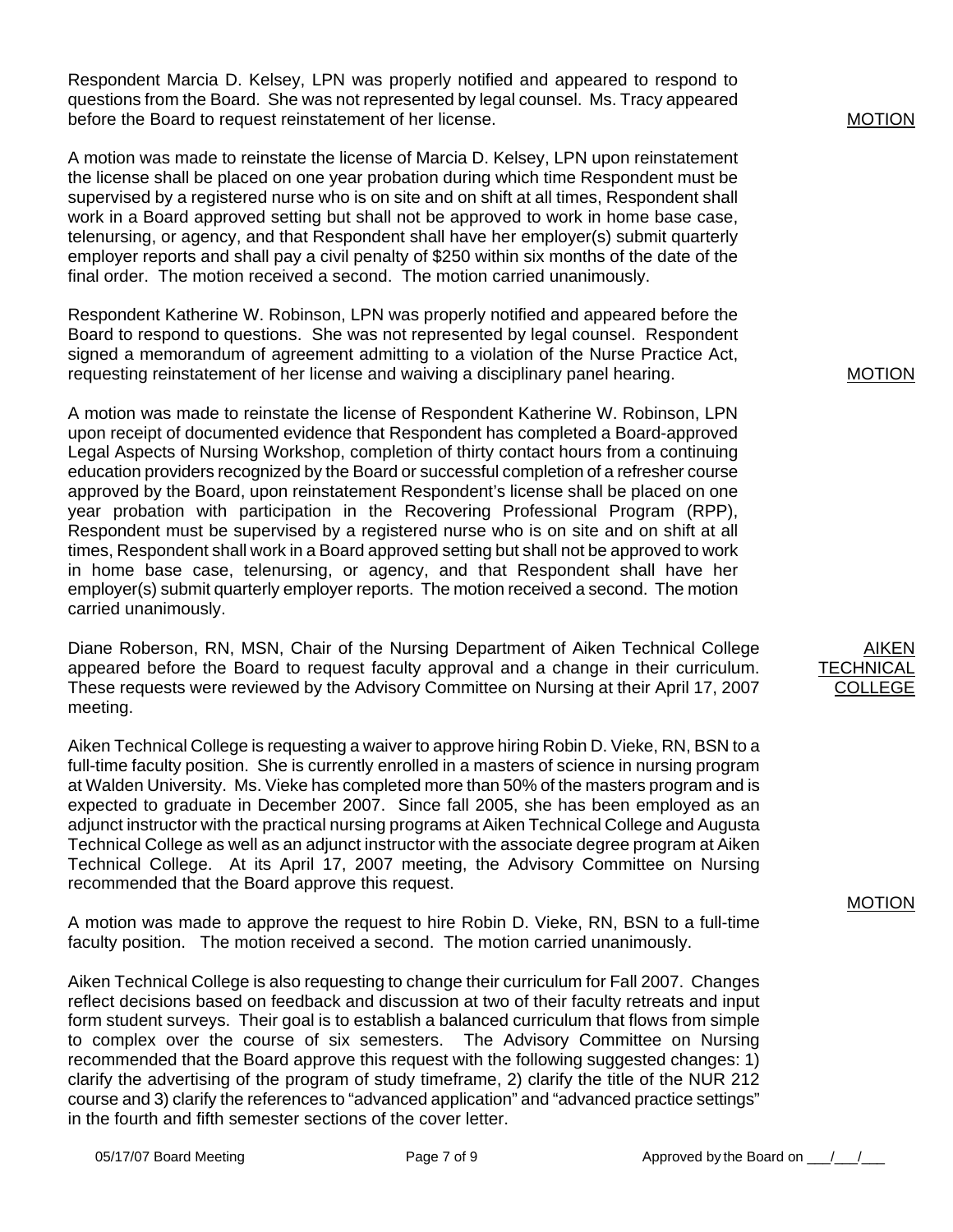Respondent Marcia D. Kelsey, LPN was properly notified and appeared to respond to questions from the Board. She was not represented by legal counsel. Ms. Tracy appeared before the Board to request reinstatement of her license.

MOTION

A motion was made to reinstate the license of Marcia D. Kelsey, LPN upon reinstatement the license shall be placed on one year probation during which time Respondent must be supervised by a registered nurse who is on site and on shift at all times, Respondent shall work in a Board approved setting but shall not be approved to work in home base case, telenursing, or agency, and that Respondent shall have her employer(s) submit quarterly employer reports and shall pay a civil penalty of $250 within six months of the date of the final order. The motion received a second. The motion carried unanimously.

Respondent Katherine W. Robinson, LPN was properly notified and appeared before the Board to respond to questions. She was not represented by legal counsel. Respondent signed a memorandum of agreement admitting to a violation of the Nurse Practice Act, requesting reinstatement of her license and waiving a disciplinary panel hearing.

MOTION

A motion was made to reinstate the license of Respondent Katherine W. Robinson, LPN upon receipt of documented evidence that Respondent has completed a Board-approved Legal Aspects of Nursing Workshop, completion of thirty contact hours from a continuing education providers recognized by the Board or successful completion of a refresher course approved by the Board, upon reinstatement Respondent's license shall be placed on one year probation with participation in the Recovering Professional Program (RPP), Respondent must be supervised by a registered nurse who is on site and on shift at all times, Respondent shall work in a Board approved setting but shall not be approved to work in home base case, telenursing, or agency, and that Respondent shall have her employer(s) submit quarterly employer reports. The motion received a second. The motion carried unanimously.

AIKEN TECHNICAL COLLEGE

Diane Roberson, RN, MSN, Chair of the Nursing Department of Aiken Technical College appeared before the Board to request faculty approval and a change in their curriculum. These requests were reviewed by the Advisory Committee on Nursing at their April 17, 2007 meeting.

Aiken Technical College is requesting a waiver to approve hiring Robin D. Vieke, RN, BSN to a full-time faculty position. She is currently enrolled in a masters of science in nursing program at Walden University. Ms. Vieke has completed more than 50% of the masters program and is expected to graduate in December 2007. Since fall 2005, she has been employed as an adjunct instructor with the practical nursing programs at Aiken Technical College and Augusta Technical College as well as an adjunct instructor with the associate degree program at Aiken Technical College. At its April 17, 2007 meeting, the Advisory Committee on Nursing recommended that the Board approve this request.

MOTION

A motion was made to approve the request to hire Robin D. Vieke, RN, BSN to a full-time faculty position. The motion received a second. The motion carried unanimously.

Aiken Technical College is also requesting to change their curriculum for Fall 2007. Changes reflect decisions based on feedback and discussion at two of their faculty retreats and input form student surveys. Their goal is to establish a balanced curriculum that flows from simple to complex over the course of six semesters. The Advisory Committee on Nursing recommended that the Board approve this request with the following suggested changes: 1) clarify the advertising of the program of study timeframe, 2) clarify the title of the NUR 212 course and 3) clarify the references to "advanced application" and "advanced practice settings" in the fourth and fifth semester sections of the cover letter.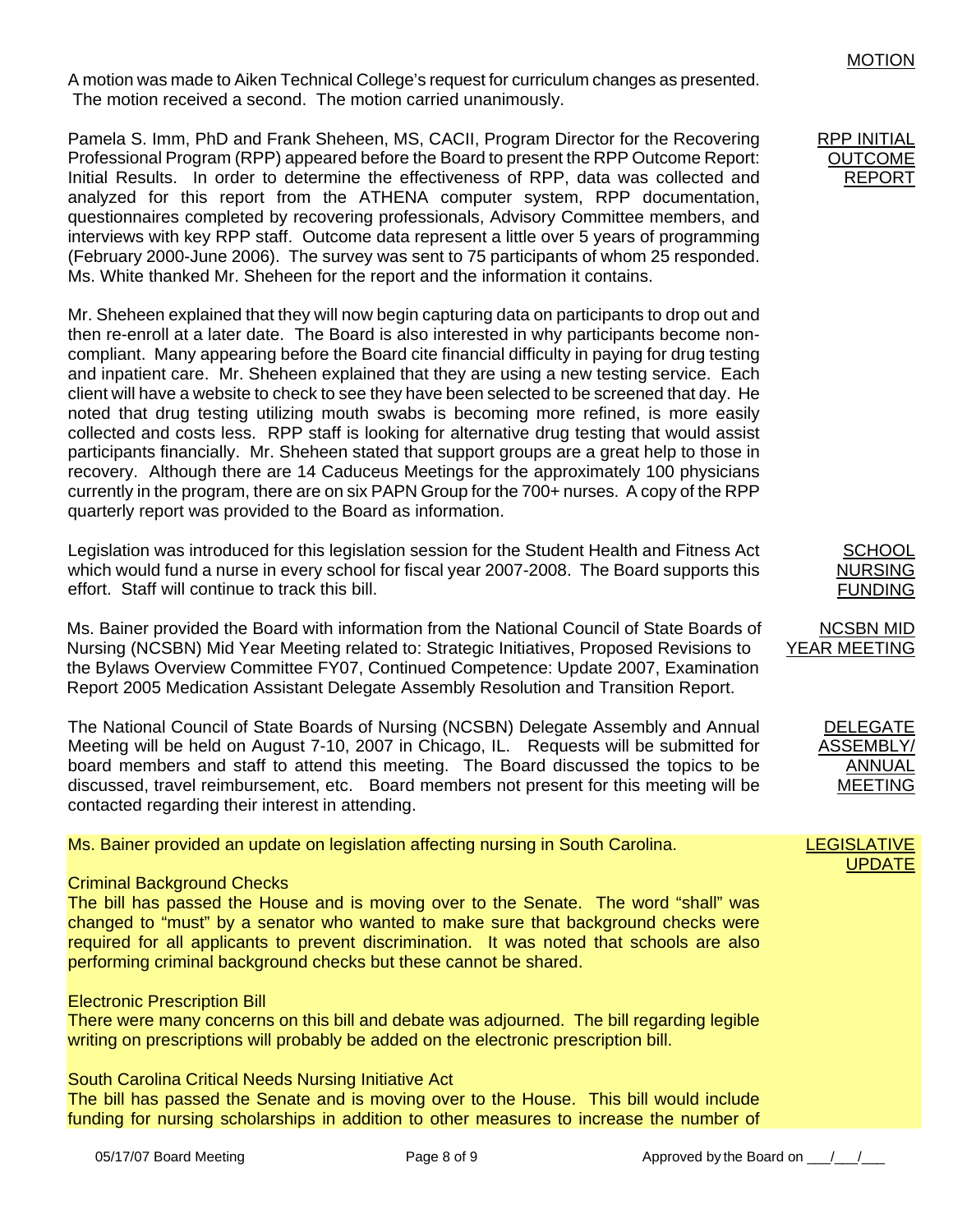**MOTION**

A motion was made to Aiken Technical College's request for curriculum changes as presented. The motion received a second. The motion carried unanimously.

**RPP INITIAL OUTCOME REPORT**

Pamela S. Imm, PhD and Frank Sheheen, MS, CACII, Program Director for the Recovering Professional Program (RPP) appeared before the Board to present the RPP Outcome Report: Initial Results. In order to determine the effectiveness of RPP, data was collected and analyzed for this report from the ATHENA computer system, RPP documentation, questionnaires completed by recovering professionals, Advisory Committee members, and interviews with key RPP staff. Outcome data represent a little over 5 years of programming (February 2000-June 2006). The survey was sent to 75 participants of whom 25 responded. Ms. White thanked Mr. Sheheen for the report and the information it contains.

Mr. Sheheen explained that they will now begin capturing data on participants to drop out and then re-enroll at a later date. The Board is also interested in why participants become non-compliant. Many appearing before the Board cite financial difficulty in paying for drug testing and inpatient care. Mr. Sheheen explained that they are using a new testing service. Each client will have a website to check to see they have been selected to be screened that day. He noted that drug testing utilizing mouth swabs is becoming more refined, is more easily collected and costs less. RPP staff is looking for alternative drug testing that would assist participants financially. Mr. Sheheen stated that support groups are a great help to those in recovery. Although there are 14 Caduceus Meetings for the approximately 100 physicians currently in the program, there are on six PAPN Group for the 700+ nurses. A copy of the RPP quarterly report was provided to the Board as information.

**SCHOOL NURSING FUNDING**

Legislation was introduced for this legislation session for the Student Health and Fitness Act which would fund a nurse in every school for fiscal year 2007-2008. The Board supports this effort. Staff will continue to track this bill.

**NCSBN MID YEAR MEETING**

Ms. Bainer provided the Board with information from the National Council of State Boards of Nursing (NCSBN) Mid Year Meeting related to: Strategic Initiatives, Proposed Revisions to the Bylaws Overview Committee FY07, Continued Competence: Update 2007, Examination Report 2005 Medication Assistant Delegate Assembly Resolution and Transition Report.

**DELEGATE ASSEMBLY/ ANNUAL MEETING**

The National Council of State Boards of Nursing (NCSBN) Delegate Assembly and Annual Meeting will be held on August 7-10, 2007 in Chicago, IL. Requests will be submitted for board members and staff to attend this meeting. The Board discussed the topics to be discussed, travel reimbursement, etc. Board members not present for this meeting will be contacted regarding their interest in attending.

**LEGISLATIVE UPDATE**

Ms. Bainer provided an update on legislation affecting nursing in South Carolina.

Criminal Background Checks
The bill has passed the House and is moving over to the Senate. The word "shall" was changed to "must" by a senator who wanted to make sure that background checks were required for all applicants to prevent discrimination. It was noted that schools are also performing criminal background checks but these cannot be shared.

Electronic Prescription Bill
There were many concerns on this bill and debate was adjourned. The bill regarding legible writing on prescriptions will probably be added on the electronic prescription bill.

South Carolina Critical Needs Nursing Initiative Act
The bill has passed the Senate and is moving over to the House. This bill would include funding for nursing scholarships in addition to other measures to increase the number of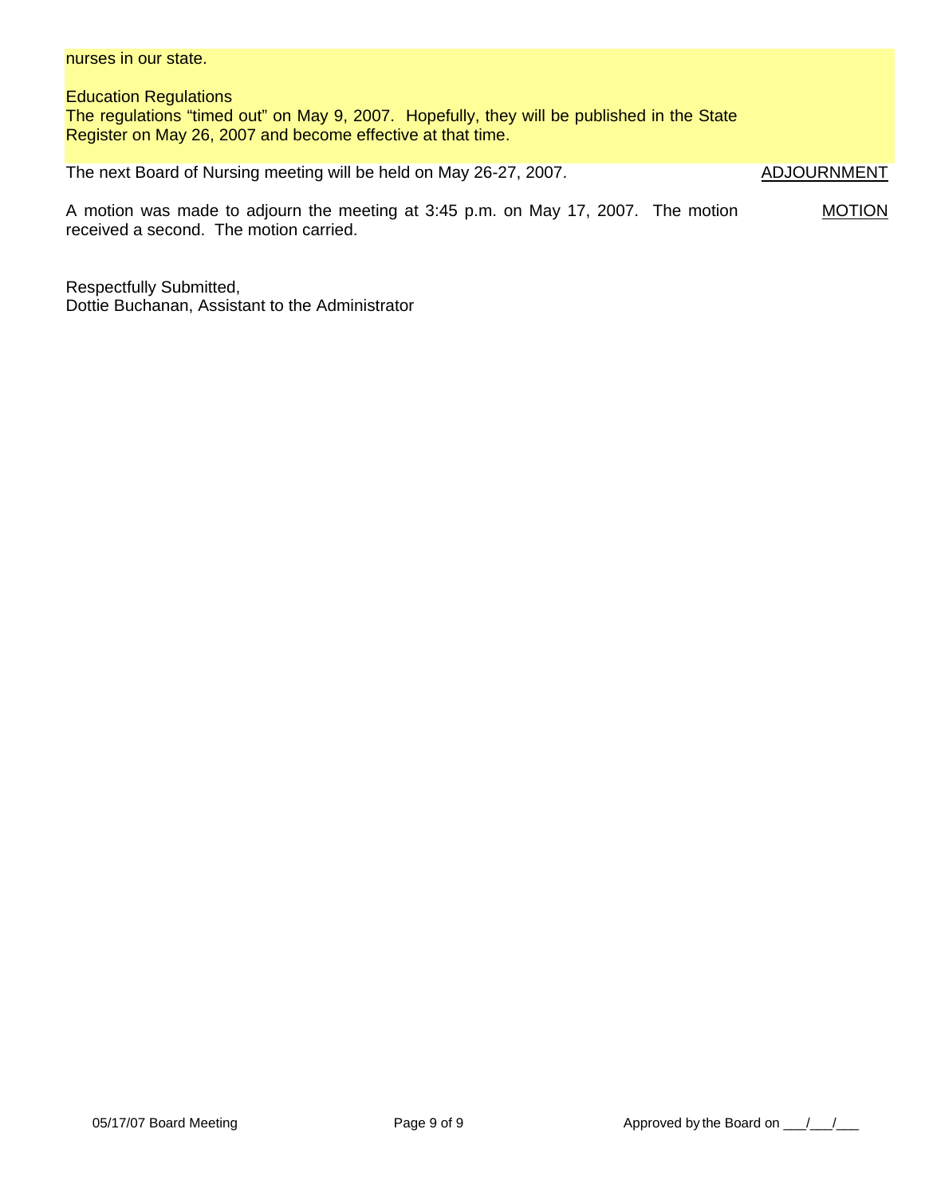nurses in our state.

Education Regulations
The regulations “timed out” on May 9, 2007. Hopefully, they will be published in the State Register on May 26, 2007 and become effective at that time.

The next Board of Nursing meeting will be held on May 26-27, 2007. ADJOURNMENT

A motion was made to adjourn the meeting at 3:45 p.m. on May 17, 2007. The motion received a second. The motion carried. MOTION

Respectfully Submitted,
Dottie Buchanan, Assistant to the Administrator

Approved by the Board on ___/___/___